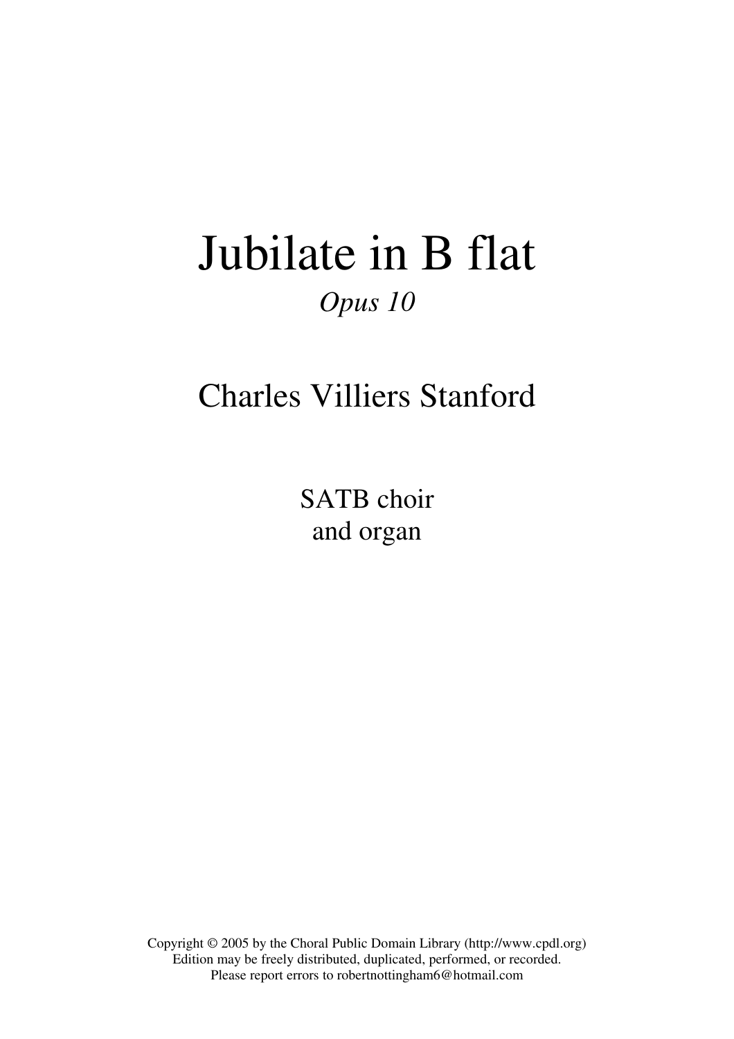# Jubilate in B flat

*Opus 10*

## Charles Villiers Stanford

SATB choir
and organ

Copyright © 2005 by the Choral Public Domain Library (http://www.cpdl.org)
Edition may be freely distributed, duplicated, performed, or recorded.
Please report errors to robertnottingham6@hotmail.com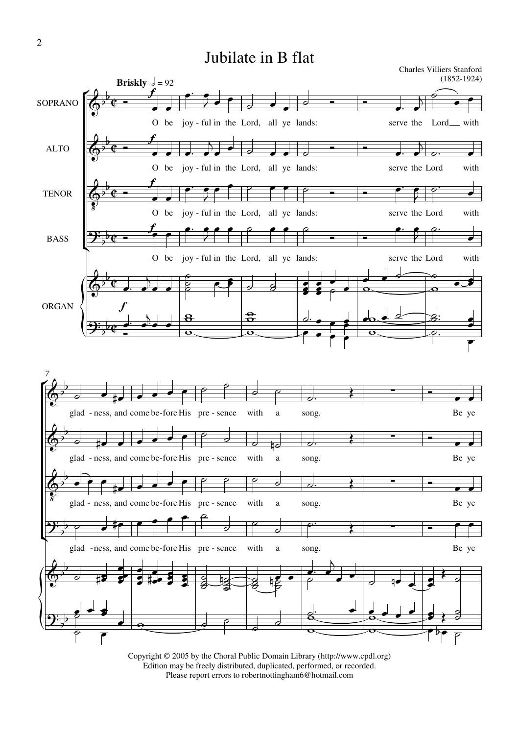# Jubilate in B flat

Charles Villiers Stanford
(1852-1924)

**Briskly** ♩ = 92

SOPRANO / ALTO / TENOR / BASS / ORGAN

O be joy - ful in the Lord, all ye lands: serve the Lord with glad - ness, and come be-fore His pre - sence with a song. Be ye

Copyright © 2005 by the Choral Public Domain Library (http://www.cpdl.org)
Edition may be freely distributed, duplicated, performed, or recorded.
Please report errors to robertnottingham6@hotmail.com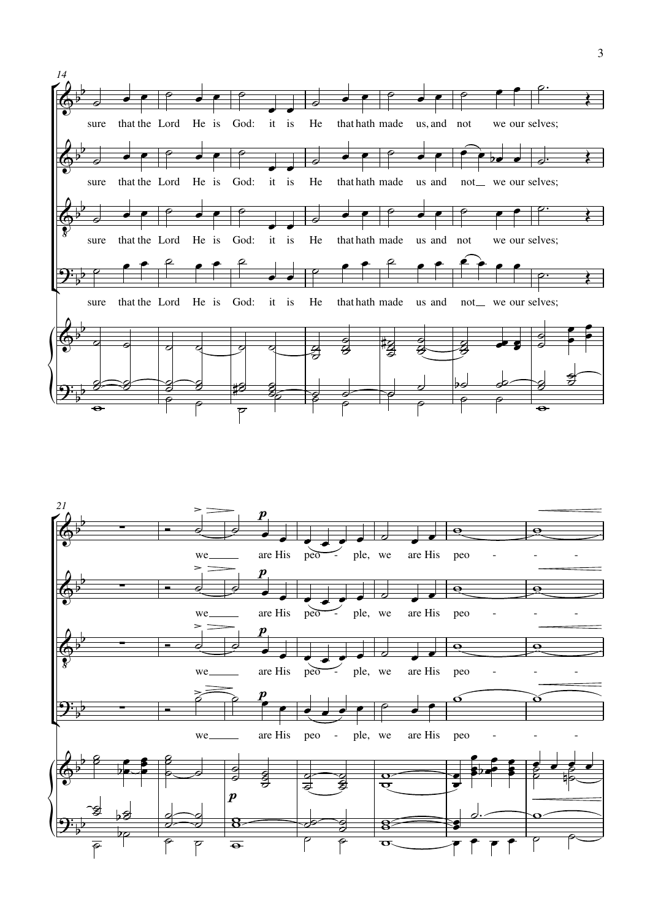14

sure that the Lord He is God: it is He that hath made us, and not we our selves;

sure that the Lord He is God: it is He that hath made us and not__ we our selves;

sure that the Lord He is God: it is He that hath made us and not we our selves;

sure that the Lord He is God: it is He that hath made us and not__ we our selves;

21

we____ are His peo - ple, we are His peo - - -

we____ are His peo - ple, we are His peo - - -

we____ are His peo - ple, we are His peo - - -

we____ are His peo - ple, we are His peo - - -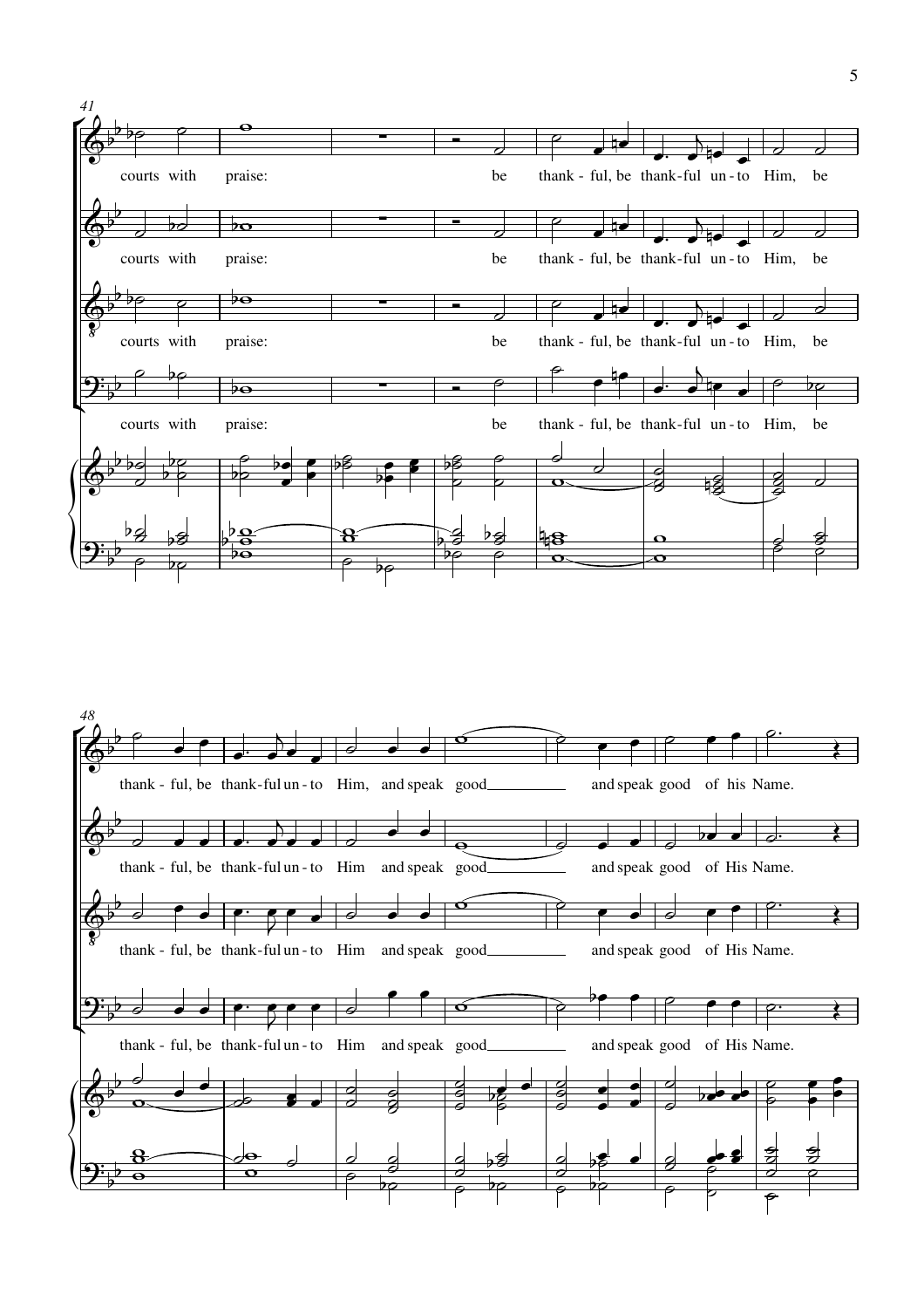41

courts with praise: be thank - ful, be thank-ful un - to Him, be

courts with praise: be thank - ful, be thank-ful un - to Him, be

courts with praise: be thank - ful, be thank-ful un - to Him, be

courts with praise: be thank - ful, be thank-ful un - to Him, be

48

thank - ful, be thank-ful un - to Him, and speak good ______ and speak good of his Name.

thank - ful, be thank-ful un - to Him and speak good ______ and speak good of His Name.

thank - ful, be thank-ful un - to Him and speak good ______ and speak good of His Name.

thank - ful, be thank-ful un - to Him and speak good ______ and speak good of His Name.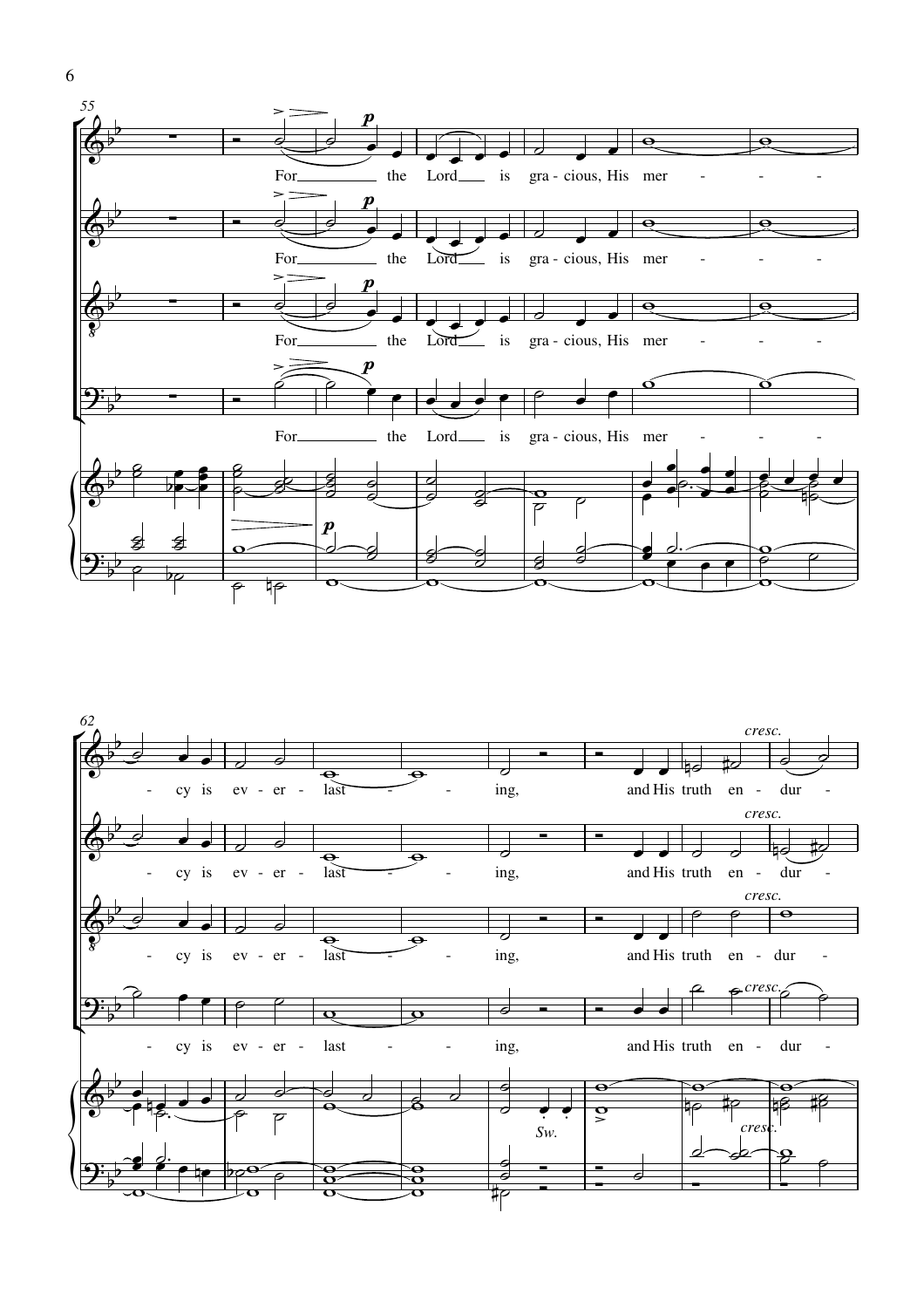55

For the Lord is gracious, His mercy is ever-lasting,

62

and His truth en-dur-

*Sw.*

*cresc.*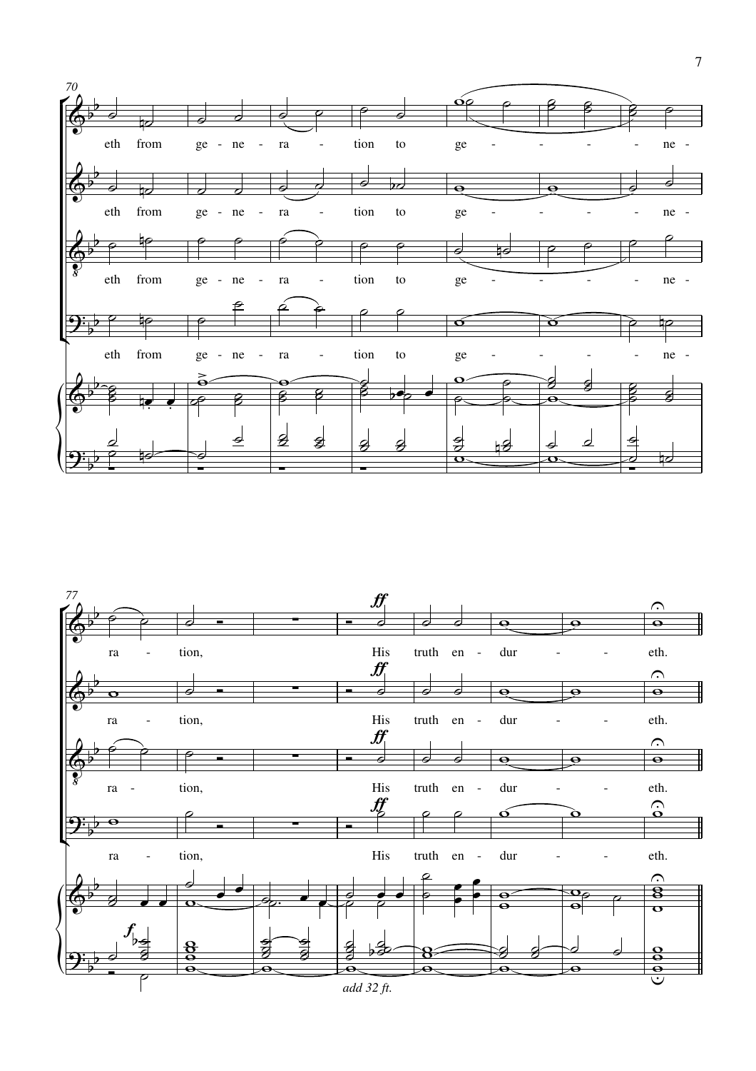eth from ge - ne - ra - tion to ge - - - - - ne - ra - tion, His truth en - dur - - eth.

*ff*

*f*

*add 32 ft.*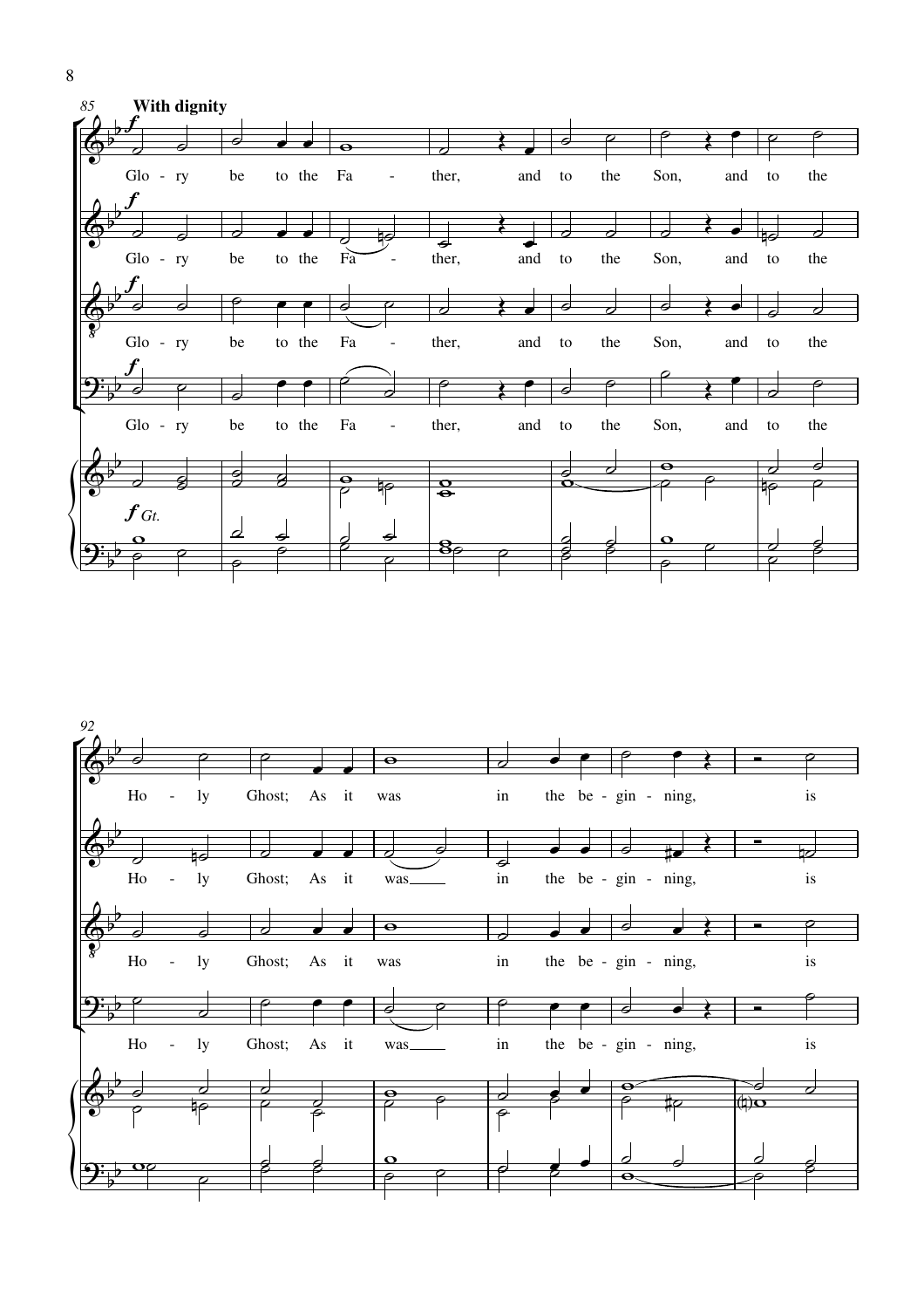85 **With dignity**

*f*

Glo - ry be to the Fa - ther, and to the Son, and to the

Ho - ly Ghost; As it was in the be - gin - ning, is

*f Gt.*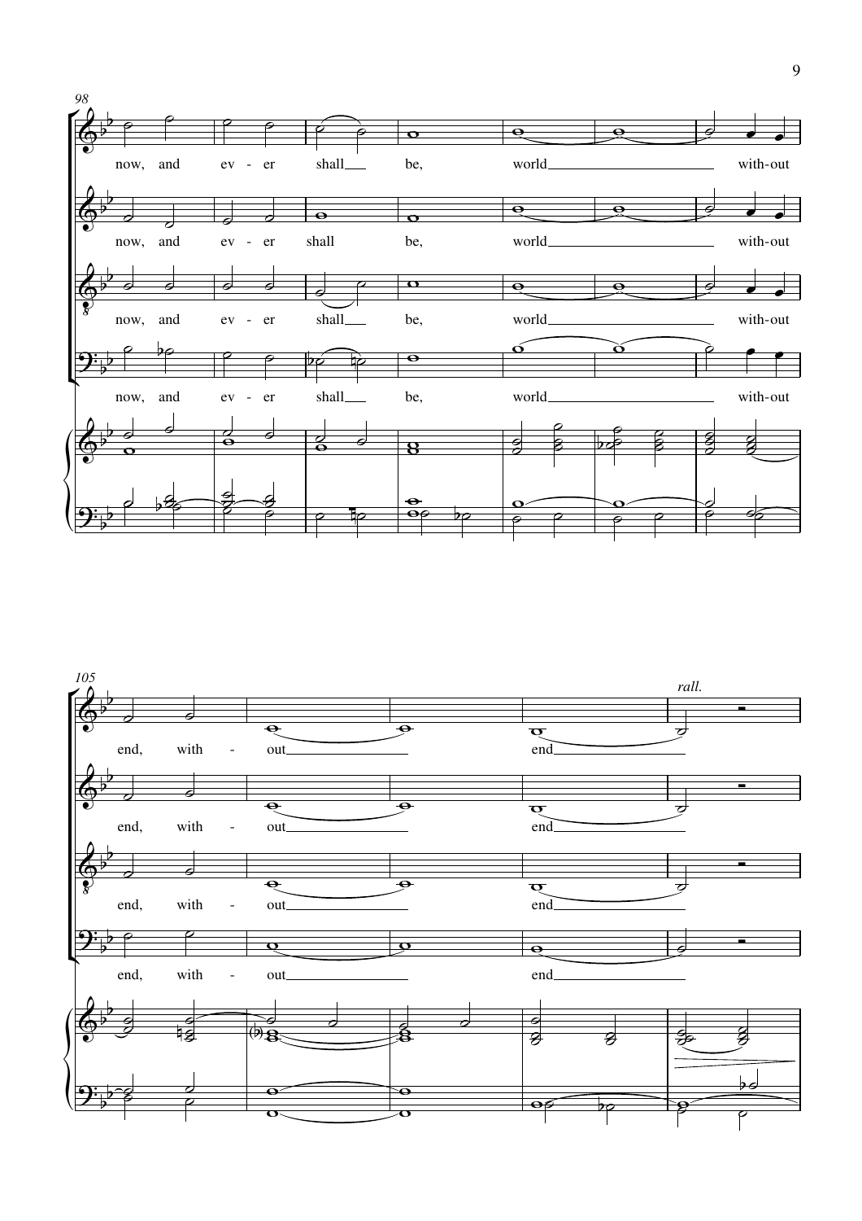98

now, and ev - er shall___ be, world___________ with-out

now, and ev - er shall be, world___________ with-out

now, and ev - er shall___ be, world___________ with-out

now, and ev - er shall___ be, world___________ with-out

105

*rall.*

end, with - out_________ end_________

end, with - out_________ end_________

end, with - out_________ end_________

end, with - out_________ end_________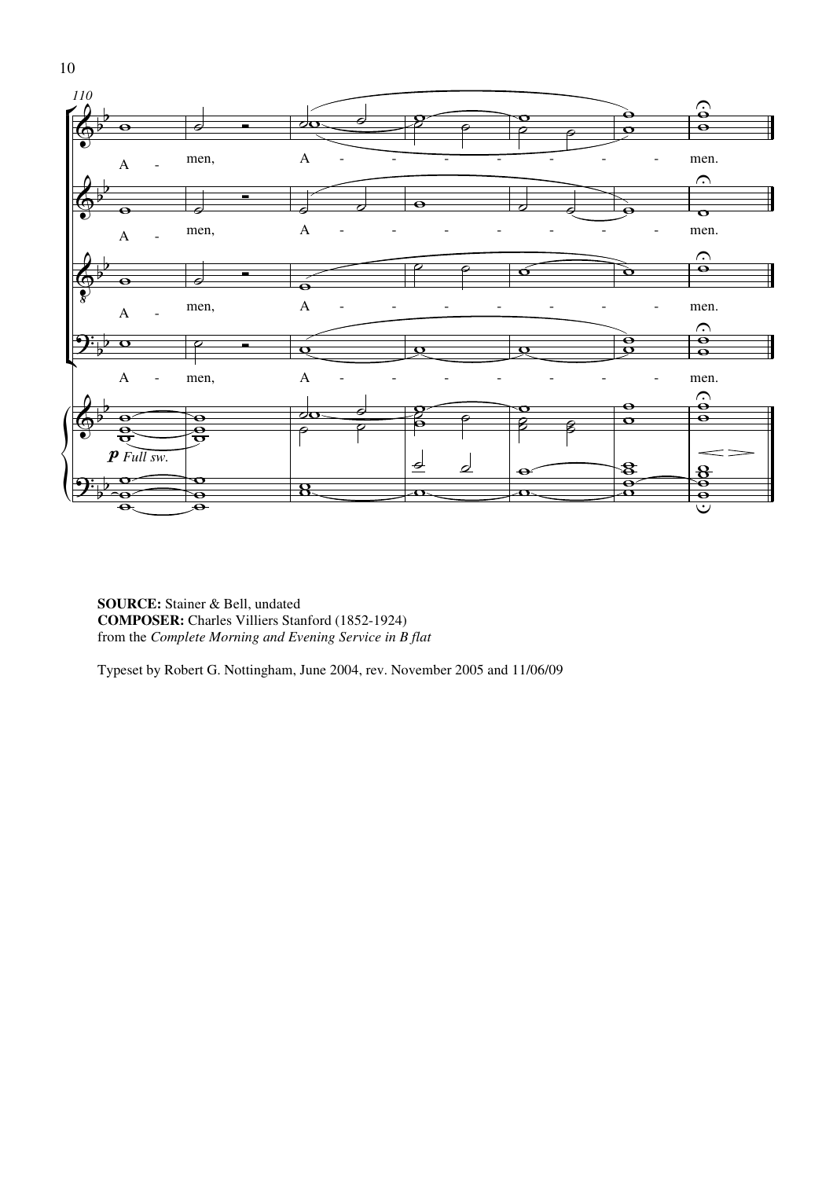**SOURCE:** Stainer & Bell, undated
**COMPOSER:** Charles Villiers Stanford (1852-1924)
from the *Complete Morning and Evening Service in B flat*

Typeset by Robert G. Nottingham, June 2004, rev. November 2005 and 11/06/09